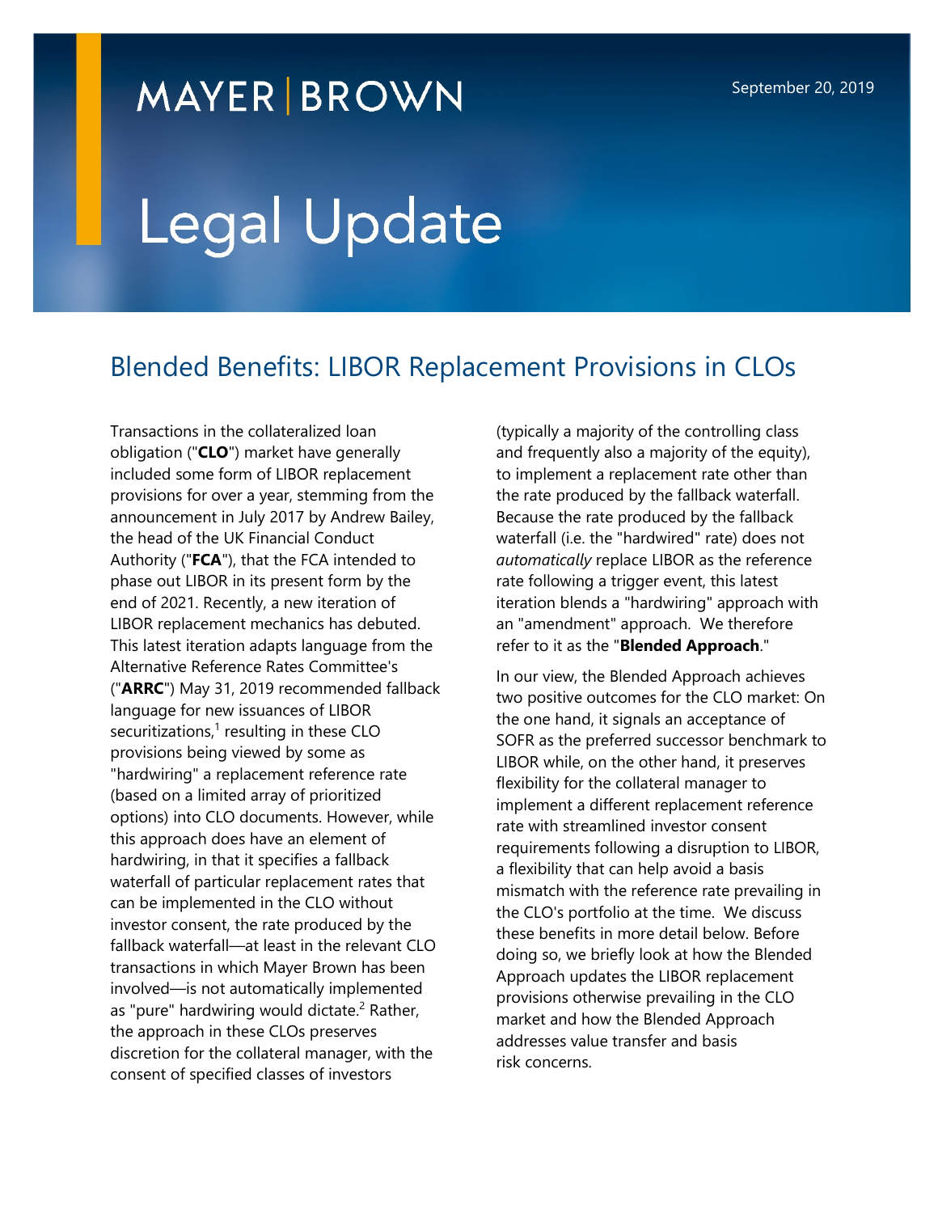MAYER | BROWN

September 20, 2019

# Legal Update

## Blended Benefits: LIBOR Replacement Provisions in CLOs

Transactions in the collateralized loan obligation ("**CLO**") market have generally included some form of LIBOR replacement provisions for over a year, stemming from the announcement in July 2017 by Andrew Bailey, the head of the UK Financial Conduct Authority ("**FCA**"), that the FCA intended to phase out LIBOR in its present form by the end of 2021. Recently, a new iteration of LIBOR replacement mechanics has debuted. This latest iteration adapts language from the Alternative Reference Rates Committee's ("**ARRC**") May 31, 2019 recommended fallback language for new issuances of LIBOR securitizations,[1] resulting in these CLO provisions being viewed by some as "hardwiring" a replacement reference rate (based on a limited array of prioritized options) into CLO documents. However, while this approach does have an element of hardwiring, in that it specifies a fallback waterfall of particular replacement rates that can be implemented in the CLO without investor consent, the rate produced by the fallback waterfall—at least in the relevant CLO transactions in which Mayer Brown has been involved—is not automatically implemented as "pure" hardwiring would dictate.[2] Rather, the approach in these CLOs preserves discretion for the collateral manager, with the consent of specified classes of investors (typically a majority of the controlling class and frequently also a majority of the equity), to implement a replacement rate other than the rate produced by the fallback waterfall. Because the rate produced by the fallback waterfall (i.e. the "hardwired" rate) does not *automatically* replace LIBOR as the reference rate following a trigger event, this latest iteration blends a "hardwiring" approach with an "amendment" approach. We therefore refer to it as the "**Blended Approach**."

In our view, the Blended Approach achieves two positive outcomes for the CLO market: On the one hand, it signals an acceptance of SOFR as the preferred successor benchmark to LIBOR while, on the other hand, it preserves flexibility for the collateral manager to implement a different replacement reference rate with streamlined investor consent requirements following a disruption to LIBOR, a flexibility that can help avoid a basis mismatch with the reference rate prevailing in the CLO's portfolio at the time. We discuss these benefits in more detail below. Before doing so, we briefly look at how the Blended Approach updates the LIBOR replacement provisions otherwise prevailing in the CLO market and how the Blended Approach addresses value transfer and basis risk concerns.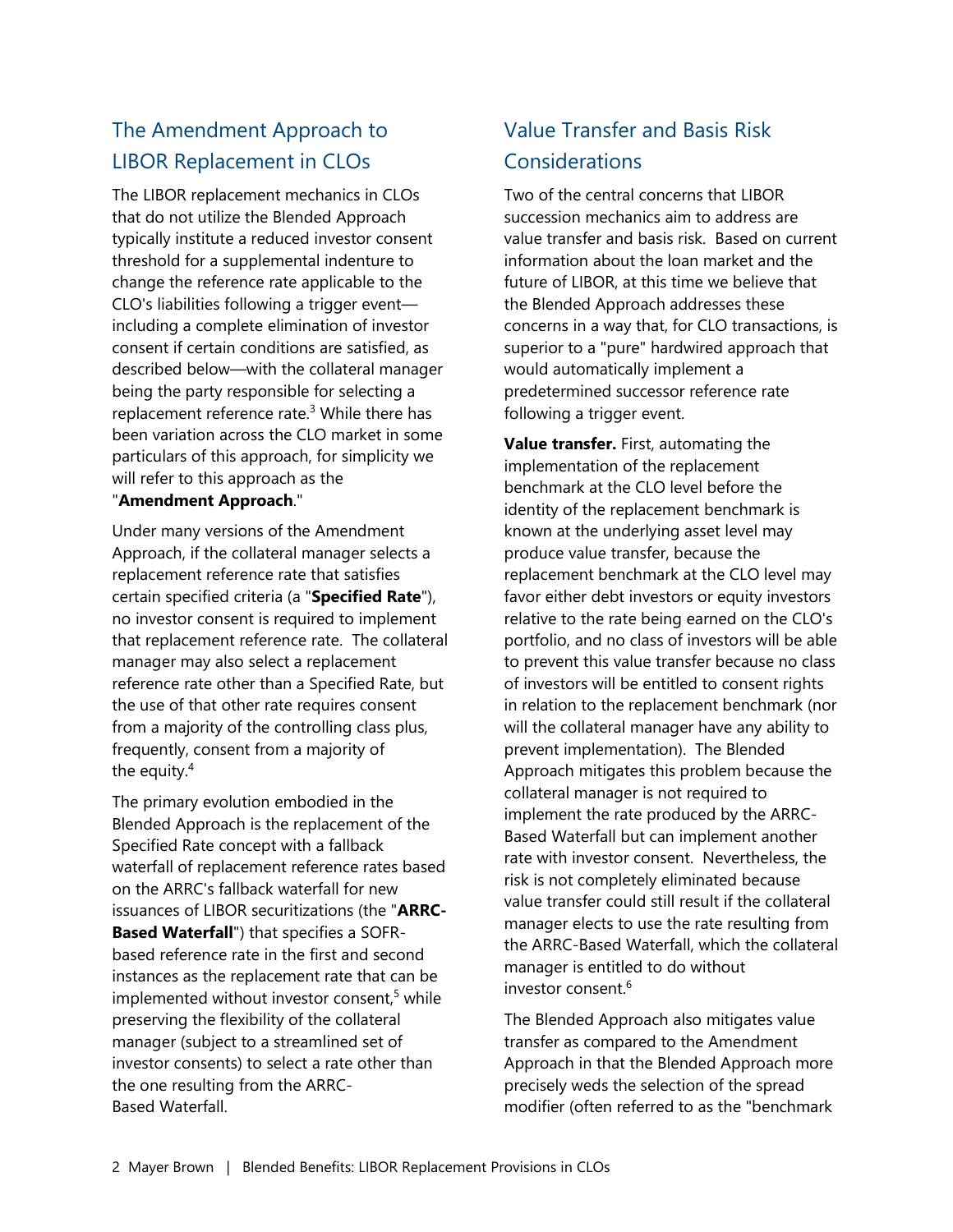## The Amendment Approach to LIBOR Replacement in CLOs

The LIBOR replacement mechanics in CLOs that do not utilize the Blended Approach typically institute a reduced investor consent threshold for a supplemental indenture to change the reference rate applicable to the CLO's liabilities following a trigger event—including a complete elimination of investor consent if certain conditions are satisfied, as described below—with the collateral manager being the party responsible for selecting a replacement reference rate.[3] While there has been variation across the CLO market in some particulars of this approach, for simplicity we will refer to this approach as the "**Amendment Approach**."

Under many versions of the Amendment Approach, if the collateral manager selects a replacement reference rate that satisfies certain specified criteria (a "**Specified Rate**"), no investor consent is required to implement that replacement reference rate. The collateral manager may also select a replacement reference rate other than a Specified Rate, but the use of that other rate requires consent from a majority of the controlling class plus, frequently, consent from a majority of the equity.[4]

The primary evolution embodied in the Blended Approach is the replacement of the Specified Rate concept with a fallback waterfall of replacement reference rates based on the ARRC's fallback waterfall for new issuances of LIBOR securitizations (the "**ARRC-Based Waterfall**") that specifies a SOFR-based reference rate in the first and second instances as the replacement rate that can be implemented without investor consent,[5] while preserving the flexibility of the collateral manager (subject to a streamlined set of investor consents) to select a rate other than the one resulting from the ARRC-Based Waterfall.

## Value Transfer and Basis Risk Considerations

Two of the central concerns that LIBOR succession mechanics aim to address are value transfer and basis risk. Based on current information about the loan market and the future of LIBOR, at this time we believe that the Blended Approach addresses these concerns in a way that, for CLO transactions, is superior to a "pure" hardwired approach that would automatically implement a predetermined successor reference rate following a trigger event.

**Value transfer.** First, automating the implementation of the replacement benchmark at the CLO level before the identity of the replacement benchmark is known at the underlying asset level may produce value transfer, because the replacement benchmark at the CLO level may favor either debt investors or equity investors relative to the rate being earned on the CLO's portfolio, and no class of investors will be able to prevent this value transfer because no class of investors will be entitled to consent rights in relation to the replacement benchmark (nor will the collateral manager have any ability to prevent implementation). The Blended Approach mitigates this problem because the collateral manager is not required to implement the rate produced by the ARRC-Based Waterfall but can implement another rate with investor consent. Nevertheless, the risk is not completely eliminated because value transfer could still result if the collateral manager elects to use the rate resulting from the ARRC-Based Waterfall, which the collateral manager is entitled to do without investor consent.[6]

The Blended Approach also mitigates value transfer as compared to the Amendment Approach in that the Blended Approach more precisely weds the selection of the spread modifier (often referred to as the "benchmark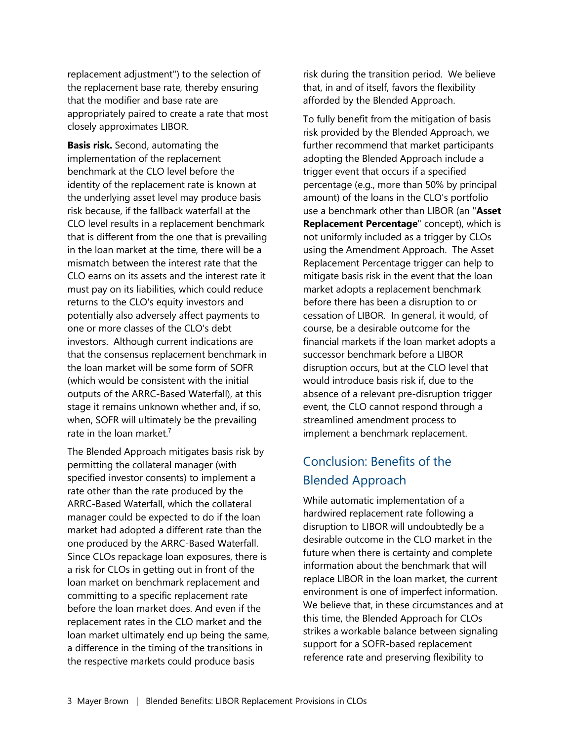replacement adjustment") to the selection of the replacement base rate, thereby ensuring that the modifier and base rate are appropriately paired to create a rate that most closely approximates LIBOR.

**Basis risk.** Second, automating the implementation of the replacement benchmark at the CLO level before the identity of the replacement rate is known at the underlying asset level may produce basis risk because, if the fallback waterfall at the CLO level results in a replacement benchmark that is different from the one that is prevailing in the loan market at the time, there will be a mismatch between the interest rate that the CLO earns on its assets and the interest rate it must pay on its liabilities, which could reduce returns to the CLO's equity investors and potentially also adversely affect payments to one or more classes of the CLO's debt investors. Although current indications are that the consensus replacement benchmark in the loan market will be some form of SOFR (which would be consistent with the initial outputs of the ARRC-Based Waterfall), at this stage it remains unknown whether and, if so, when, SOFR will ultimately be the prevailing rate in the loan market.[7]

The Blended Approach mitigates basis risk by permitting the collateral manager (with specified investor consents) to implement a rate other than the rate produced by the ARRC-Based Waterfall, which the collateral manager could be expected to do if the loan market had adopted a different rate than the one produced by the ARRC-Based Waterfall. Since CLOs repackage loan exposures, there is a risk for CLOs in getting out in front of the loan market on benchmark replacement and committing to a specific replacement rate before the loan market does. And even if the replacement rates in the CLO market and the loan market ultimately end up being the same, a difference in the timing of the transitions in the respective markets could produce basis risk during the transition period. We believe that, in and of itself, favors the flexibility afforded by the Blended Approach.

To fully benefit from the mitigation of basis risk provided by the Blended Approach, we further recommend that market participants adopting the Blended Approach include a trigger event that occurs if a specified percentage (e.g., more than 50% by principal amount) of the loans in the CLO's portfolio use a benchmark other than LIBOR (an "**Asset Replacement Percentage**" concept), which is not uniformly included as a trigger by CLOs using the Amendment Approach. The Asset Replacement Percentage trigger can help to mitigate basis risk in the event that the loan market adopts a replacement benchmark before there has been a disruption to or cessation of LIBOR. In general, it would, of course, be a desirable outcome for the financial markets if the loan market adopts a successor benchmark before a LIBOR disruption occurs, but at the CLO level that would introduce basis risk if, due to the absence of a relevant pre-disruption trigger event, the CLO cannot respond through a streamlined amendment process to implement a benchmark replacement.

## Conclusion: Benefits of the Blended Approach

While automatic implementation of a hardwired replacement rate following a disruption to LIBOR will undoubtedly be a desirable outcome in the CLO market in the future when there is certainty and complete information about the benchmark that will replace LIBOR in the loan market, the current environment is one of imperfect information. We believe that, in these circumstances and at this time, the Blended Approach for CLOs strikes a workable balance between signaling support for a SOFR-based replacement reference rate and preserving flexibility to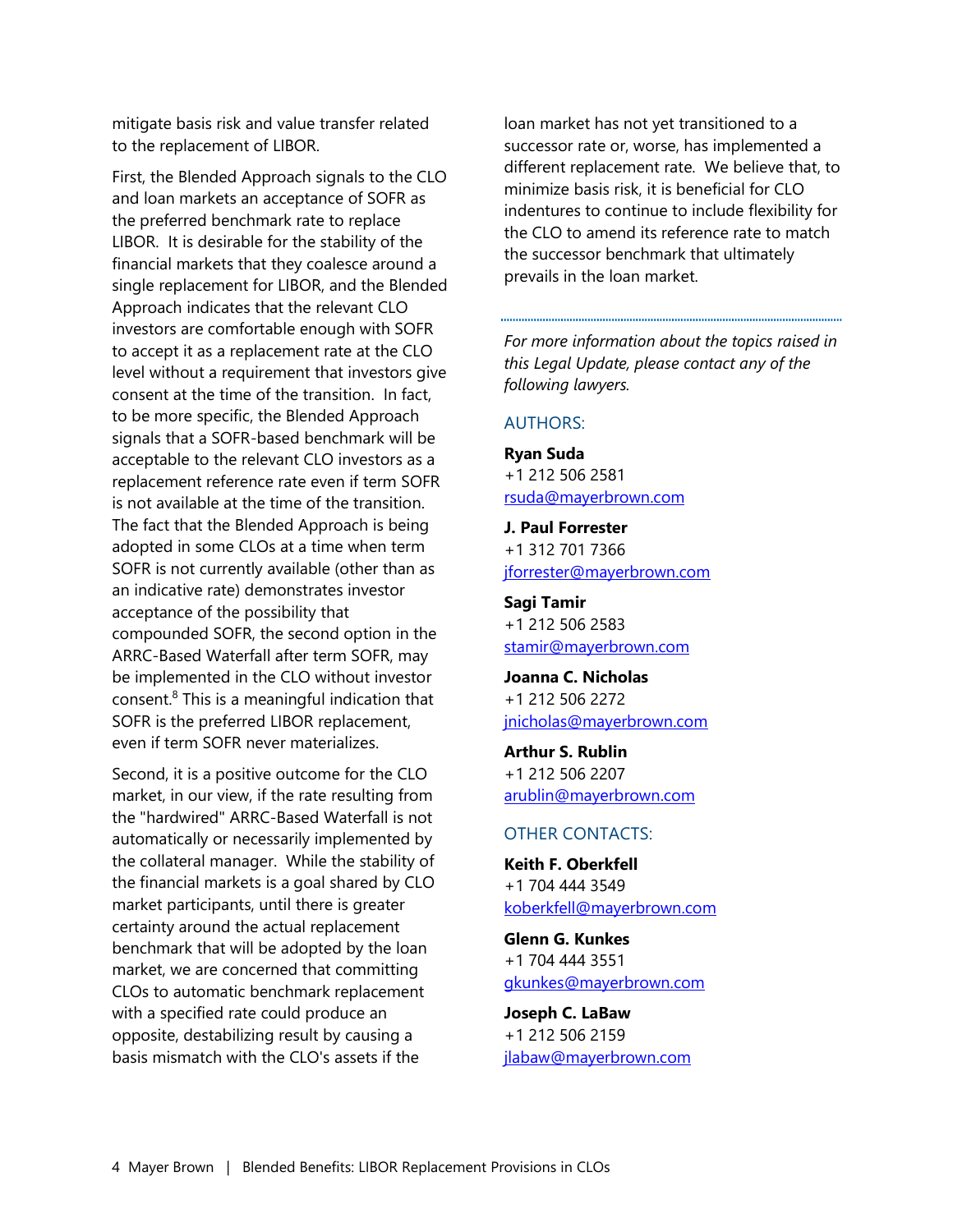mitigate basis risk and value transfer related to the replacement of LIBOR.

First, the Blended Approach signals to the CLO and loan markets an acceptance of SOFR as the preferred benchmark rate to replace LIBOR. It is desirable for the stability of the financial markets that they coalesce around a single replacement for LIBOR, and the Blended Approach indicates that the relevant CLO investors are comfortable enough with SOFR to accept it as a replacement rate at the CLO level without a requirement that investors give consent at the time of the transition. In fact, to be more specific, the Blended Approach signals that a SOFR-based benchmark will be acceptable to the relevant CLO investors as a replacement reference rate even if term SOFR is not available at the time of the transition. The fact that the Blended Approach is being adopted in some CLOs at a time when term SOFR is not currently available (other than as an indicative rate) demonstrates investor acceptance of the possibility that compounded SOFR, the second option in the ARRC-Based Waterfall after term SOFR, may be implemented in the CLO without investor consent.[8] This is a meaningful indication that SOFR is the preferred LIBOR replacement, even if term SOFR never materializes.

Second, it is a positive outcome for the CLO market, in our view, if the rate resulting from the "hardwired" ARRC-Based Waterfall is not automatically or necessarily implemented by the collateral manager. While the stability of the financial markets is a goal shared by CLO market participants, until there is greater certainty around the actual replacement benchmark that will be adopted by the loan market, we are concerned that committing CLOs to automatic benchmark replacement with a specified rate could produce an opposite, destabilizing result by causing a basis mismatch with the CLO's assets if the loan market has not yet transitioned to a successor rate or, worse, has implemented a different replacement rate. We believe that, to minimize basis risk, it is beneficial for CLO indentures to continue to include flexibility for the CLO to amend its reference rate to match the successor benchmark that ultimately prevails in the loan market.

---

*For more information about the topics raised in this Legal Update, please contact any of the following lawyers.*

## AUTHORS:

**Ryan Suda**
+1 212 506 2581
rsuda@mayerbrown.com

**J. Paul Forrester**
+1 312 701 7366
jforrester@mayerbrown.com

**Sagi Tamir**
+1 212 506 2583
stamir@mayerbrown.com

**Joanna C. Nicholas**
+1 212 506 2272
jnicholas@mayerbrown.com

**Arthur S. Rublin**
+1 212 506 2207
arublin@mayerbrown.com

## OTHER CONTACTS:

**Keith F. Oberkfell**
+1 704 444 3549
koberkfell@mayerbrown.com

**Glenn G. Kunkes**
+1 704 444 3551
gkunkes@mayerbrown.com

**Joseph C. LaBaw**
+1 212 506 2159
jlabaw@mayerbrown.com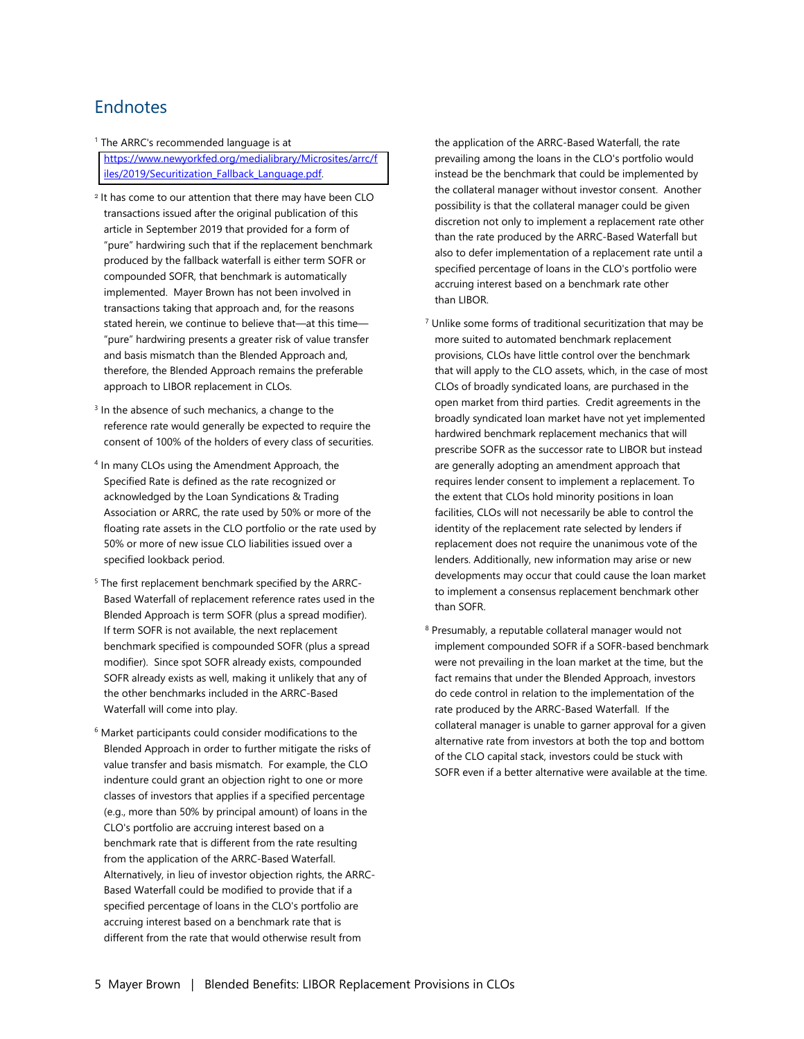## Endnotes

[1] The ARRC's recommended language is at https://www.newyorkfed.org/medialibrary/Microsites/arrc/files/2019/Securitization_Fallback_Language.pdf.

[2] It has come to our attention that there may have been CLO transactions issued after the original publication of this article in September 2019 that provided for a form of "pure" hardwiring such that if the replacement benchmark produced by the fallback waterfall is either term SOFR or compounded SOFR, that benchmark is automatically implemented. Mayer Brown has not been involved in transactions taking that approach and, for the reasons stated herein, we continue to believe that—at this time—"pure" hardwiring presents a greater risk of value transfer and basis mismatch than the Blended Approach and, therefore, the Blended Approach remains the preferable approach to LIBOR replacement in CLOs.

[3] In the absence of such mechanics, a change to the reference rate would generally be expected to require the consent of 100% of the holders of every class of securities.

[4] In many CLOs using the Amendment Approach, the Specified Rate is defined as the rate recognized or acknowledged by the Loan Syndications & Trading Association or ARRC, the rate used by 50% or more of the floating rate assets in the CLO portfolio or the rate used by 50% or more of new issue CLO liabilities issued over a specified lookback period.

[5] The first replacement benchmark specified by the ARRC-Based Waterfall of replacement reference rates used in the Blended Approach is term SOFR (plus a spread modifier). If term SOFR is not available, the next replacement benchmark specified is compounded SOFR (plus a spread modifier). Since spot SOFR already exists, compounded SOFR already exists as well, making it unlikely that any of the other benchmarks included in the ARRC-Based Waterfall will come into play.

[6] Market participants could consider modifications to the Blended Approach in order to further mitigate the risks of value transfer and basis mismatch. For example, the CLO indenture could grant an objection right to one or more classes of investors that applies if a specified percentage (e.g., more than 50% by principal amount) of loans in the CLO's portfolio are accruing interest based on a benchmark rate that is different from the rate resulting from the application of the ARRC-Based Waterfall. Alternatively, in lieu of investor objection rights, the ARRC-Based Waterfall could be modified to provide that if a specified percentage of loans in the CLO's portfolio are accruing interest based on a benchmark rate that is different from the rate that would otherwise result from the application of the ARRC-Based Waterfall, the rate prevailing among the loans in the CLO's portfolio would instead be the benchmark that could be implemented by the collateral manager without investor consent. Another possibility is that the collateral manager could be given discretion not only to implement a replacement rate other than the rate produced by the ARRC-Based Waterfall but also to defer implementation of a replacement rate until a specified percentage of loans in the CLO's portfolio were accruing interest based on a benchmark rate other than LIBOR.

[7] Unlike some forms of traditional securitization that may be more suited to automated benchmark replacement provisions, CLOs have little control over the benchmark that will apply to the CLO assets, which, in the case of most CLOs of broadly syndicated loans, are purchased in the open market from third parties. Credit agreements in the broadly syndicated loan market have not yet implemented hardwired benchmark replacement mechanics that will prescribe SOFR as the successor rate to LIBOR but instead are generally adopting an amendment approach that requires lender consent to implement a replacement. To the extent that CLOs hold minority positions in loan facilities, CLOs will not necessarily be able to control the identity of the replacement rate selected by lenders if replacement does not require the unanimous vote of the lenders. Additionally, new information may arise or new developments may occur that could cause the loan market to implement a consensus replacement benchmark other than SOFR.

[8] Presumably, a reputable collateral manager would not implement compounded SOFR if a SOFR-based benchmark were not prevailing in the loan market at the time, but the fact remains that under the Blended Approach, investors do cede control in relation to the implementation of the rate produced by the ARRC-Based Waterfall. If the collateral manager is unable to garner approval for a given alternative rate from investors at both the top and bottom of the CLO capital stack, investors could be stuck with SOFR even if a better alternative were available at the time.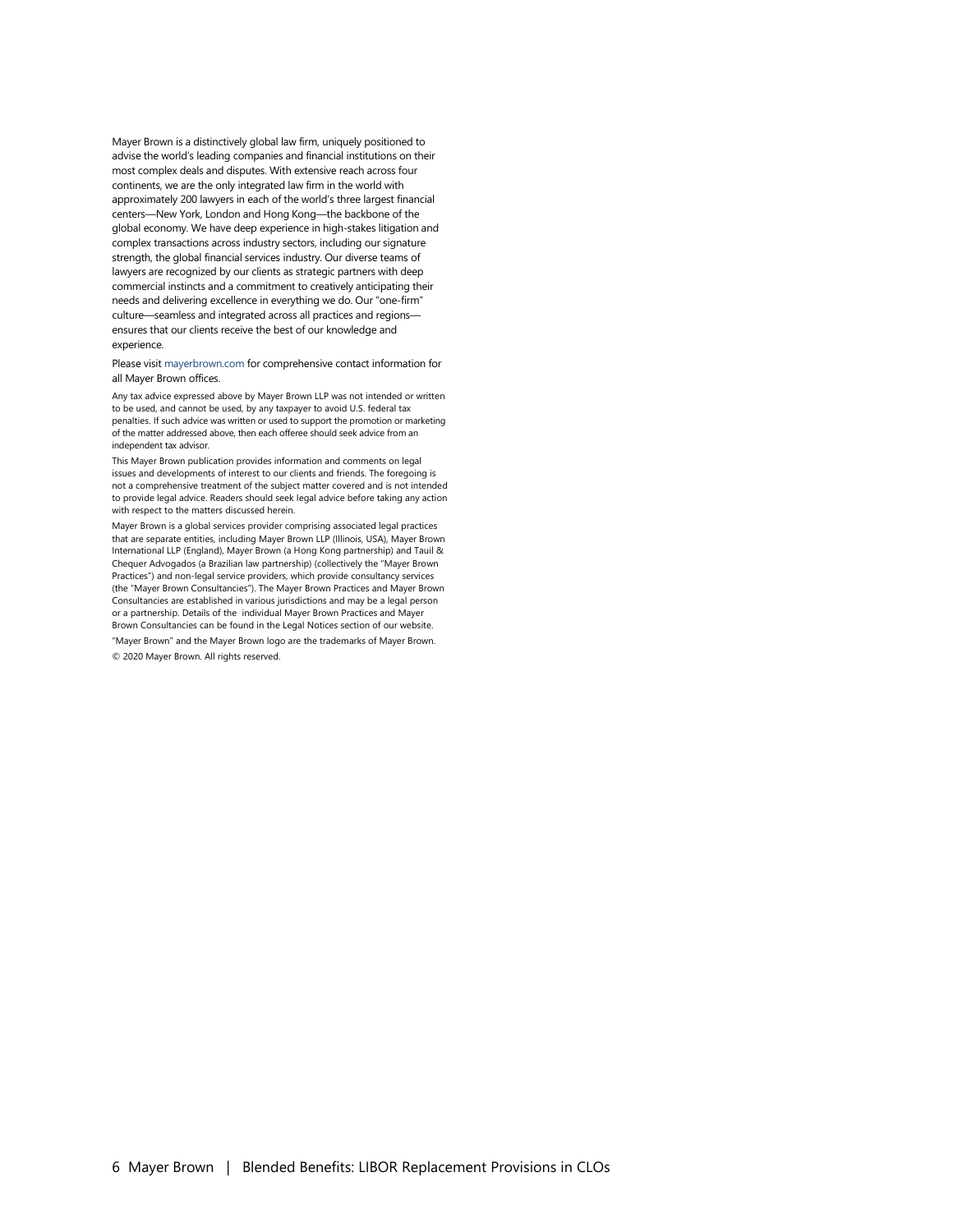Mayer Brown is a distinctively global law firm, uniquely positioned to advise the world's leading companies and financial institutions on their most complex deals and disputes. With extensive reach across four continents, we are the only integrated law firm in the world with approximately 200 lawyers in each of the world's three largest financial centers—New York, London and Hong Kong—the backbone of the global economy. We have deep experience in high-stakes litigation and complex transactions across industry sectors, including our signature strength, the global financial services industry. Our diverse teams of lawyers are recognized by our clients as strategic partners with deep commercial instincts and a commitment to creatively anticipating their needs and delivering excellence in everything we do. Our "one-firm" culture—seamless and integrated across all practices and regions—ensures that our clients receive the best of our knowledge and experience.

Please visit mayerbrown.com for comprehensive contact information for all Mayer Brown offices.

Any tax advice expressed above by Mayer Brown LLP was not intended or written to be used, and cannot be used, by any taxpayer to avoid U.S. federal tax penalties. If such advice was written or used to support the promotion or marketing of the matter addressed above, then each offeree should seek advice from an independent tax advisor.

This Mayer Brown publication provides information and comments on legal issues and developments of interest to our clients and friends. The foregoing is not a comprehensive treatment of the subject matter covered and is not intended to provide legal advice. Readers should seek legal advice before taking any action with respect to the matters discussed herein.

Mayer Brown is a global services provider comprising associated legal practices that are separate entities, including Mayer Brown LLP (Illinois, USA), Mayer Brown International LLP (England), Mayer Brown (a Hong Kong partnership) and Tauil & Chequer Advogados (a Brazilian law partnership) (collectively the "Mayer Brown Practices") and non-legal service providers, which provide consultancy services (the "Mayer Brown Consultancies"). The Mayer Brown Practices and Mayer Brown Consultancies are established in various jurisdictions and may be a legal person or a partnership. Details of the individual Mayer Brown Practices and Mayer Brown Consultancies can be found in the Legal Notices section of our website.

"Mayer Brown" and the Mayer Brown logo are the trademarks of Mayer Brown.

© 2020 Mayer Brown. All rights reserved.